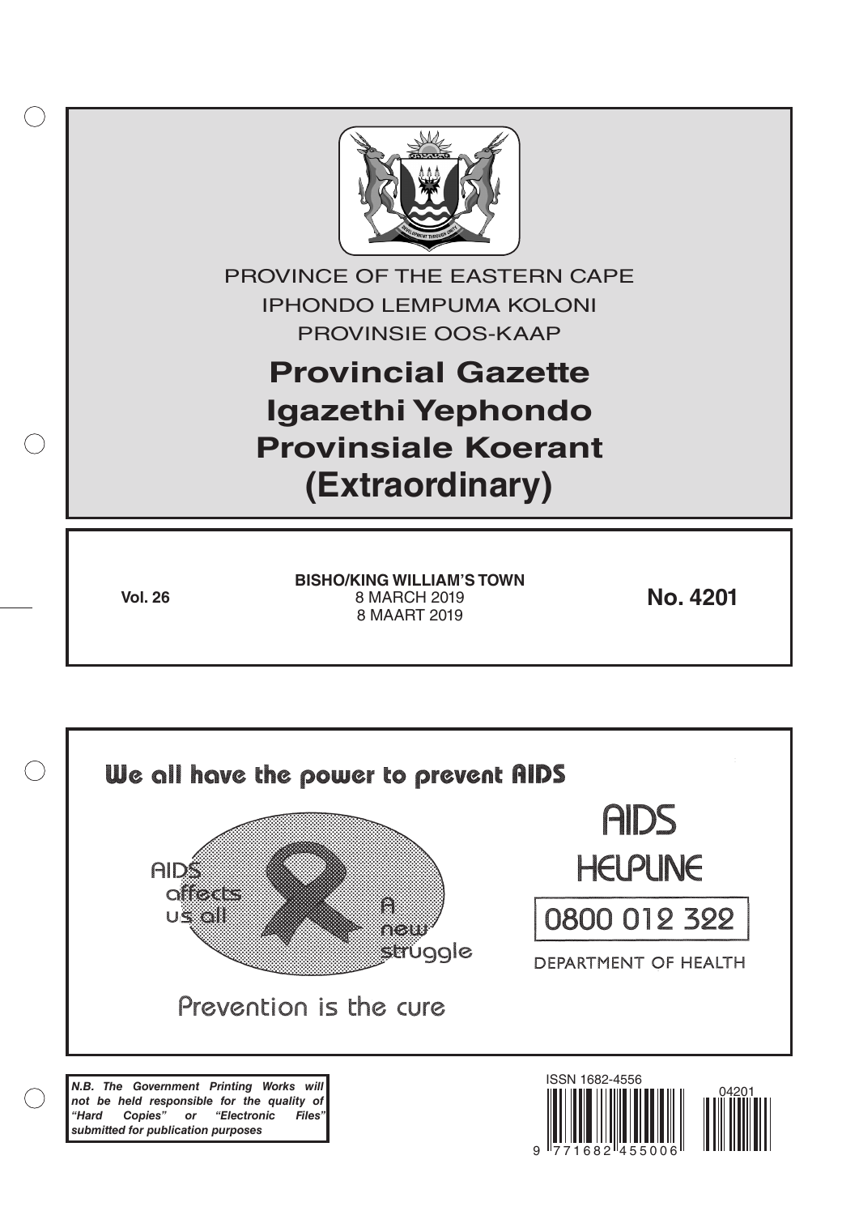PROVINCE OF THE EASTERN CAPE

IPHONDO LEMPUMA KOLONI

PROVINSIE OOS-KAAP

# Provincial Gazette
# Igazethi Yephondo
# Provinsiale Koerant
# (Extraordinary)

**Vol. 26**

**BISHO/KING WILLIAM'S TOWN**
8 MARCH 2019
8 MAART 2019

**No. 4201**

We all have the power to prevent AIDS

AIDS affects us all

A new struggle

Prevention is the cure

AIDS HELPLINE

0800 012 322

DEPARTMENT OF HEALTH

***N.B. The Government Printing Works will not be held responsible for the quality of "Hard Copies" or "Electronic Files" submitted for publication purposes***

ISSN 1682-4556

04201

9 771682 455006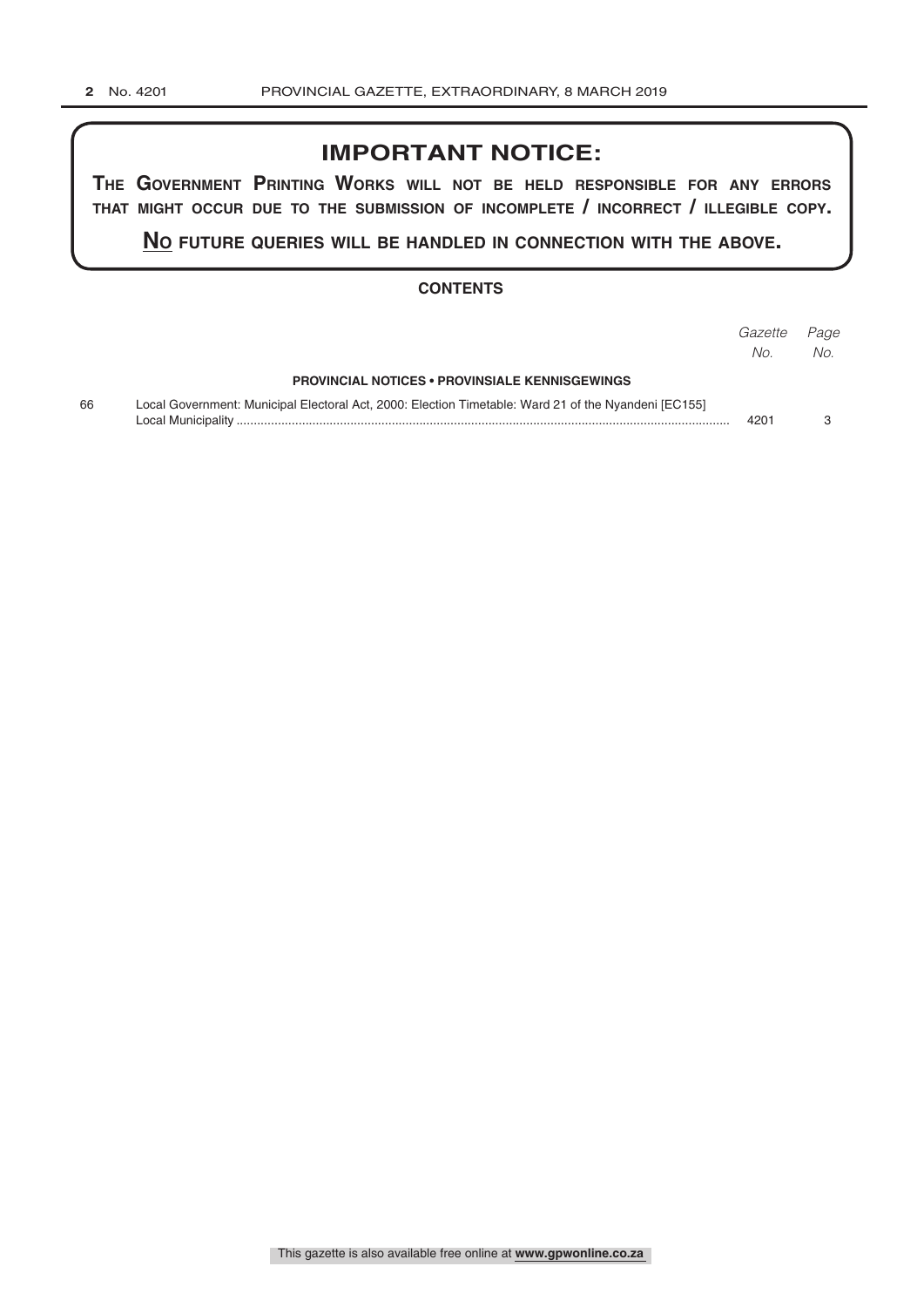# IMPORTANT NOTICE:

**THE GOVERNMENT PRINTING WORKS WILL NOT BE HELD RESPONSIBLE FOR ANY ERRORS THAT MIGHT OCCUR DUE TO THE SUBMISSION OF INCOMPLETE / INCORRECT / ILLEGIBLE COPY.**

**NO FUTURE QUERIES WILL BE HANDLED IN CONNECTION WITH THE ABOVE.**

## CONTENTS

| | | *Gazette No.* | *Page No.* |
|---|---|---|---|
| | **PROVINCIAL NOTICES • PROVINSIALE KENNISGEWINGS** | | |
| 66 | Local Government: Municipal Electoral Act, 2000: Election Timetable: Ward 21 of the Nyandeni [EC155] Local Municipality | 4201 | 3 |

This gazette is also available free online at **www.gpwonline.co.za**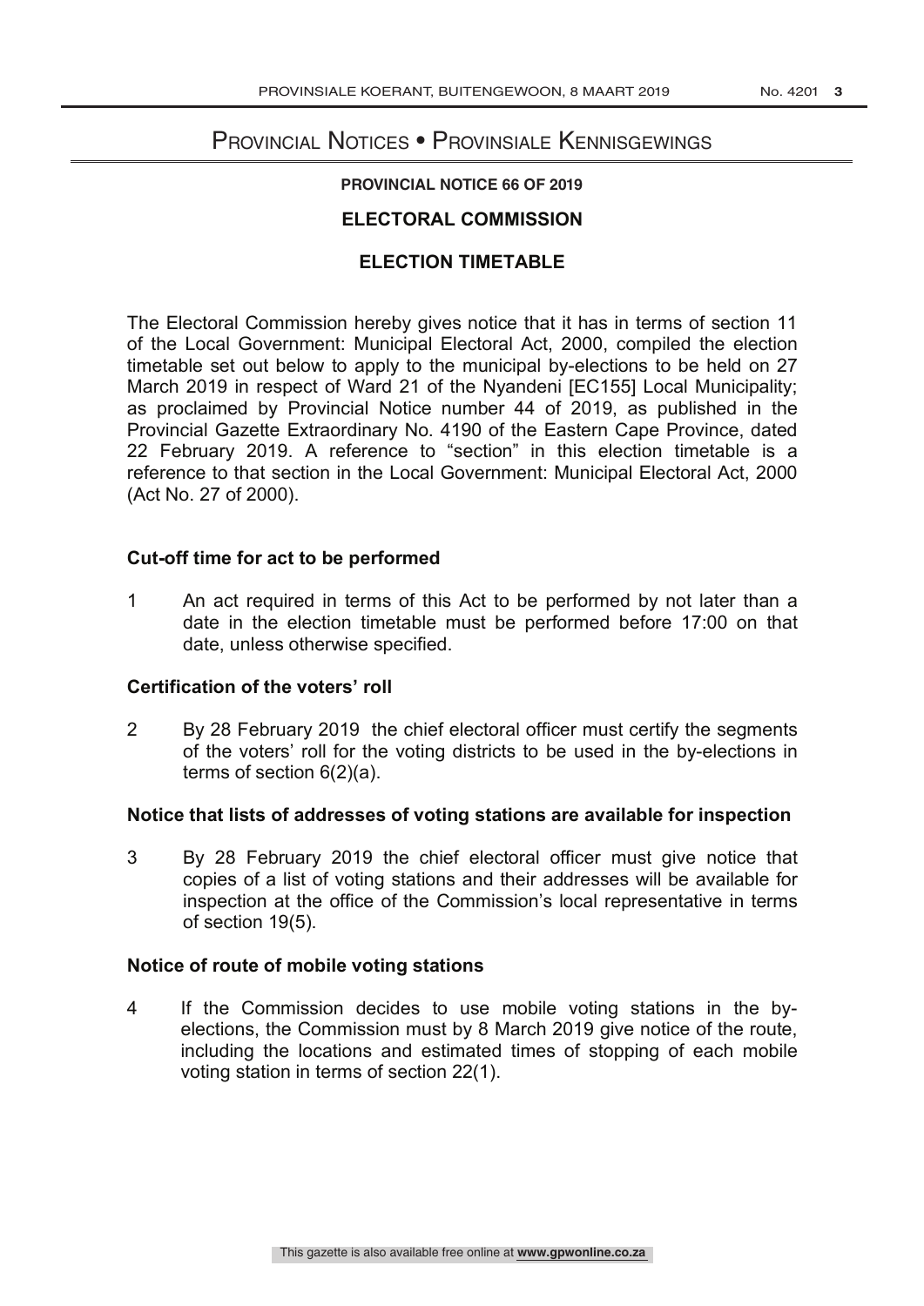# Provincial Notices • Provinsiale Kennisgewings

**PROVINCIAL NOTICE 66 OF 2019**

## ELECTORAL COMMISSION

## ELECTION TIMETABLE

The Electoral Commission hereby gives notice that it has in terms of section 11 of the Local Government: Municipal Electoral Act, 2000, compiled the election timetable set out below to apply to the municipal by-elections to be held on 27 March 2019 in respect of Ward 21 of the Nyandeni [EC155] Local Municipality; as proclaimed by Provincial Notice number 44 of 2019, as published in the Provincial Gazette Extraordinary No. 4190 of the Eastern Cape Province, dated 22 February 2019. A reference to "section" in this election timetable is a reference to that section in the Local Government: Municipal Electoral Act, 2000 (Act No. 27 of 2000).

### Cut-off time for act to be performed

1 An act required in terms of this Act to be performed by not later than a date in the election timetable must be performed before 17:00 on that date, unless otherwise specified.

### Certification of the voters' roll

2 By 28 February 2019 the chief electoral officer must certify the segments of the voters' roll for the voting districts to be used in the by-elections in terms of section 6(2)(a).

### Notice that lists of addresses of voting stations are available for inspection

3 By 28 February 2019 the chief electoral officer must give notice that copies of a list of voting stations and their addresses will be available for inspection at the office of the Commission's local representative in terms of section 19(5).

### Notice of route of mobile voting stations

4 If the Commission decides to use mobile voting stations in the by-elections, the Commission must by 8 March 2019 give notice of the route, including the locations and estimated times of stopping of each mobile voting station in terms of section 22(1).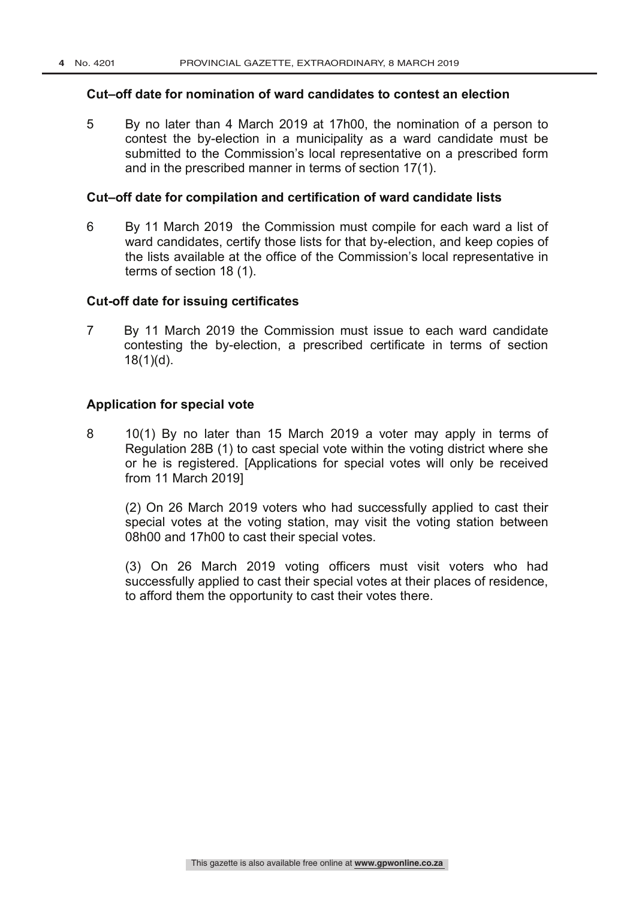### Cut–off date for nomination of ward candidates to contest an election

5 By no later than 4 March 2019 at 17h00, the nomination of a person to contest the by-election in a municipality as a ward candidate must be submitted to the Commission's local representative on a prescribed form and in the prescribed manner in terms of section 17(1).

### Cut–off date for compilation and certification of ward candidate lists

6 By 11 March 2019 the Commission must compile for each ward a list of ward candidates, certify those lists for that by-election, and keep copies of the lists available at the office of the Commission's local representative in terms of section 18 (1).

### Cut-off date for issuing certificates

7 By 11 March 2019 the Commission must issue to each ward candidate contesting the by-election, a prescribed certificate in terms of section 18(1)(d).

### Application for special vote

8 10(1) By no later than 15 March 2019 a voter may apply in terms of Regulation 28B (1) to cast special vote within the voting district where she or he is registered. [Applications for special votes will only be received from 11 March 2019]

(2) On 26 March 2019 voters who had successfully applied to cast their special votes at the voting station, may visit the voting station between 08h00 and 17h00 to cast their special votes.

(3) On 26 March 2019 voting officers must visit voters who had successfully applied to cast their special votes at their places of residence, to afford them the opportunity to cast their votes there.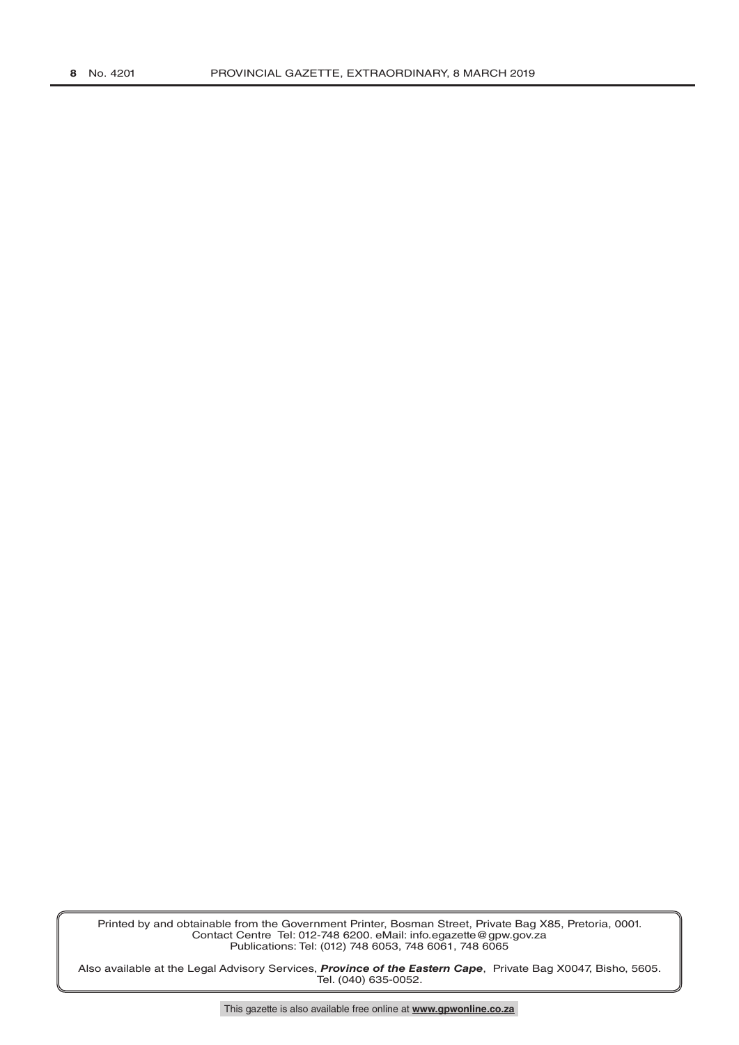Printed by and obtainable from the Government Printer, Bosman Street, Private Bag X85, Pretoria, 0001.
Contact Centre Tel: 012-748 6200. eMail: info.egazette@gpw.gov.za
Publications: Tel: (012) 748 6053, 748 6061, 748 6065

Also available at the Legal Advisory Services, ***Province of the Eastern Cape***, Private Bag X0047, Bisho, 5605.
Tel. (040) 635-0052.

This gazette is also available free online at **www.gpwonline.co.za**